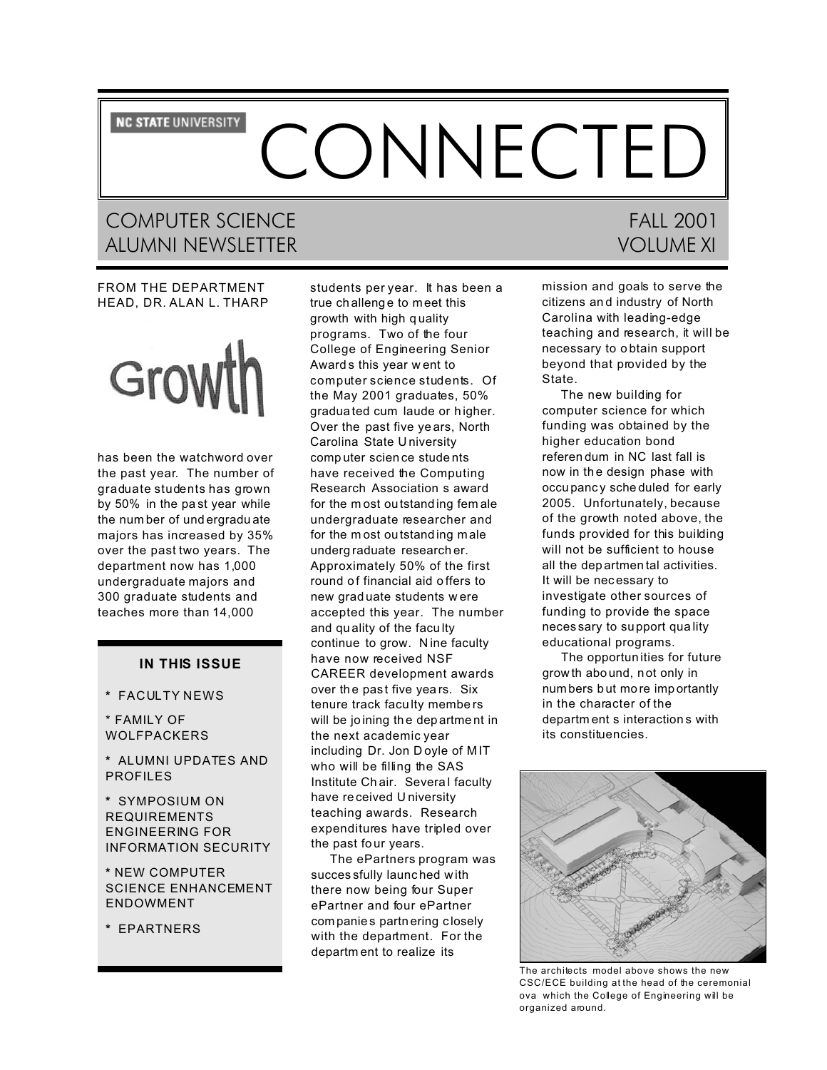NC STATE UNIVERSITY

# CONNECTED

## COMPUTER SCIENCE ALUMNI NEWSLETTER

FALL 2001
VOLUME XI

### FROM THE DEPARTMENT HEAD, DR. ALAN L. THARP

**Growth**

has been the watchword over the past year. The number of graduate students has grown by 50% in the past year while the number of undergraduate majors has increased by 35% over the past two years. The department now has 1,000 undergraduate majors and 300 graduate students and teaches more than 14,000 students per year. It has been a true challenge to meet this growth with high quality programs. Two of the four College of Engineering Senior Awards this year went to computer science students. Of the May 2001 graduates, 50% graduated cum laude or higher. Over the past five years, North Carolina State University computer science students have received the Computing Research Association s award for the most outstanding female undergraduate researcher and for the most outstanding male undergraduate researcher. Approximately 50% of the first round of financial aid offers to new graduate students were accepted this year. The number and quality of the faculty continue to grow. Nine faculty have now received NSF CAREER development awards over the past five years. Six tenure track faculty members will be joining the department in the next academic year including Dr. Jon Doyle of MIT who will be filling the SAS Institute Chair. Several faculty have received University teaching awards. Research expenditures have tripled over the past four years.

The ePartners program was successfully launched with there now being four Super ePartner and four ePartner companies partnering closely with the department. For the department to realize its mission and goals to serve the citizens and industry of North Carolina with leading-edge teaching and research, it will be necessary to obtain support beyond that provided by the State.

The new building for computer science for which funding was obtained by the higher education bond referendum in NC last fall is now in the design phase with occupancy scheduled for early 2005. Unfortunately, because of the growth noted above, the funds provided for this building will not be sufficient to house all the departmental activities. It will be necessary to investigate other sources of funding to provide the space necessary to support quality educational programs.

The opportunities for future growth abound, not only in numbers but more importantly in the character of the department s interactions with its constituencies.

The architects model above shows the new CSC/ECE building at the head of the ceremonial ova which the College of Engineering will be organized around.

### IN THIS ISSUE

* FACULTY NEWS
* FAMILY OF WOLFPACKERS
* ALUMNI UPDATES AND PROFILES
* SYMPOSIUM ON REQUIREMENTS ENGINEERING FOR INFORMATION SECURITY
* NEW COMPUTER SCIENCE ENHANCEMENT ENDOWMENT
* EPARTNERS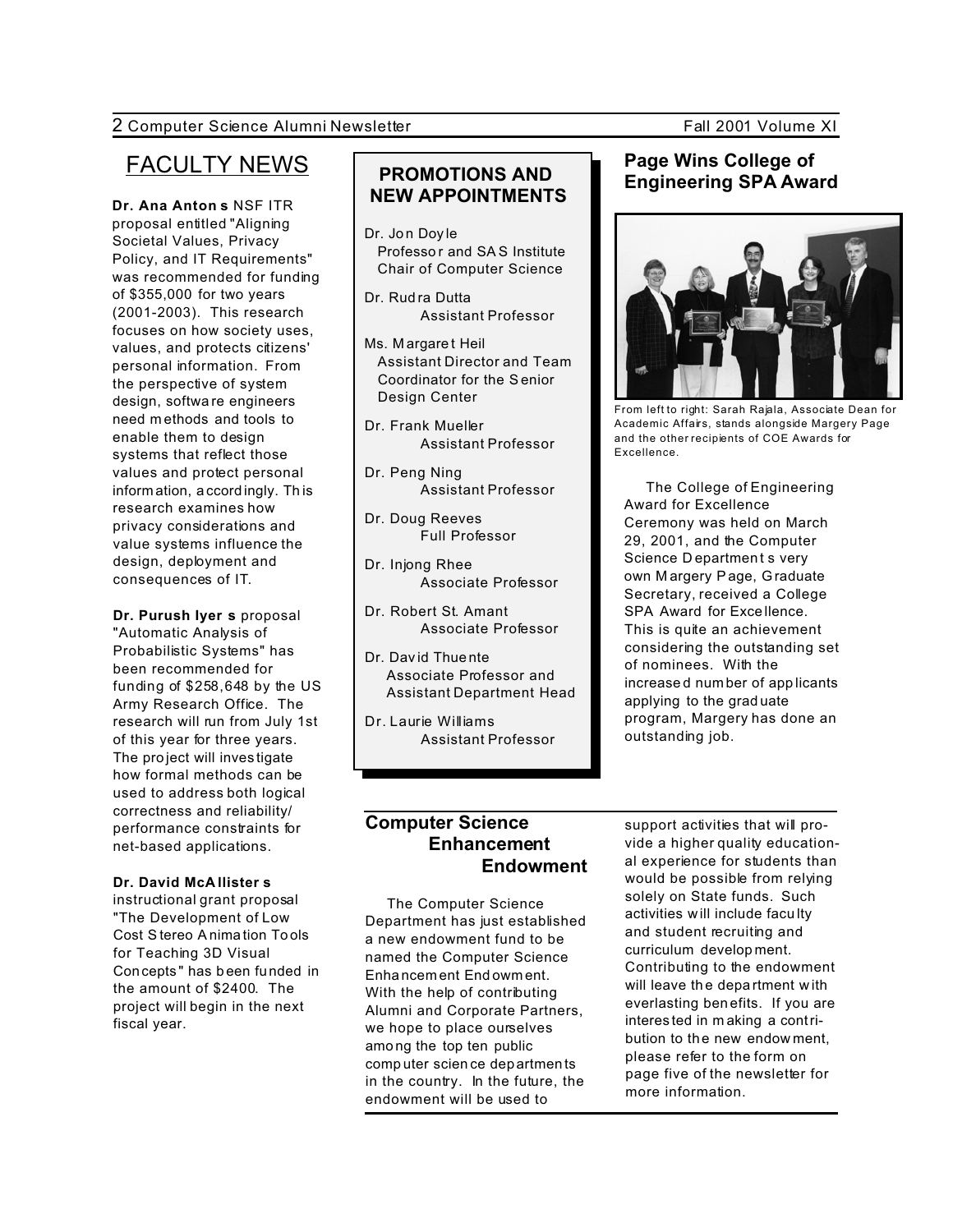# FACULTY NEWS

**Dr. Ana Anton s** NSF ITR proposal entitled "Aligning Societal Values, Privacy Policy, and IT Requirements" was recommended for funding of $355,000 for two years (2001-2003). This research focuses on how society uses, values, and protects citizens' personal information. From the perspective of system design, software engineers need methods and tools to enable them to design systems that reflect those values and protect personal information, accordingly. This research examines how privacy considerations and value systems influence the design, deployment and consequences of IT.

**Dr. Purush Iyer s** proposal "Automatic Analysis of Probabilistic Systems" has been recommended for funding of $258,648 by the US Army Research Office. The research will run from July 1st of this year for three years. The project will investigate how formal methods can be used to address both logical correctness and reliability/ performance constraints for net-based applications.

**Dr. David McAllister s** instructional grant proposal "The Development of Low Cost Stereo Animation Tools for Teaching 3D Visual Concepts" has been funded in the amount of $2400. The project will begin in the next fiscal year.

## PROMOTIONS AND NEW APPOINTMENTS

Dr. Jon Doyle
Professor and SAS Institute Chair of Computer Science

Dr. Rudra Dutta
Assistant Professor

Ms. Margaret Heil
Assistant Director and Team Coordinator for the Senior Design Center

Dr. Frank Mueller
Assistant Professor

Dr. Peng Ning
Assistant Professor

Dr. Doug Reeves
Full Professor

Dr. Injong Rhee
Associate Professor

Dr. Robert St. Amant
Associate Professor

Dr. David Thuente
Associate Professor and Assistant Department Head

Dr. Laurie Williams
Assistant Professor

## Page Wins College of Engineering SPA Award

From left to right: Sarah Rajala, Associate Dean for Academic Affairs, stands alongside Margery Page and the other recipients of COE Awards for Excellence.

The College of Engineering Award for Excellence Ceremony was held on March 29, 2001, and the Computer Science Department s very own Margery Page, Graduate Secretary, received a College SPA Award for Excellence. This is quite an achievement considering the outstanding set of nominees. With the increased number of applicants applying to the graduate program, Margery has done an outstanding job.

## Computer Science Enhancement Endowment

The Computer Science Department has just established a new endowment fund to be named the Computer Science Enhancement Endowment. With the help of contributing Alumni and Corporate Partners, we hope to place ourselves among the top ten public computer science departments in the country. In the future, the endowment will be used to support activities that will provide a higher quality educational experience for students than would be possible from relying solely on State funds. Such activities will include faculty and student recruiting and curriculum development. Contributing to the endowment will leave the department with everlasting benefits. If you are interested in making a contribution to the new endowment, please refer to the form on page five of the newsletter for more information.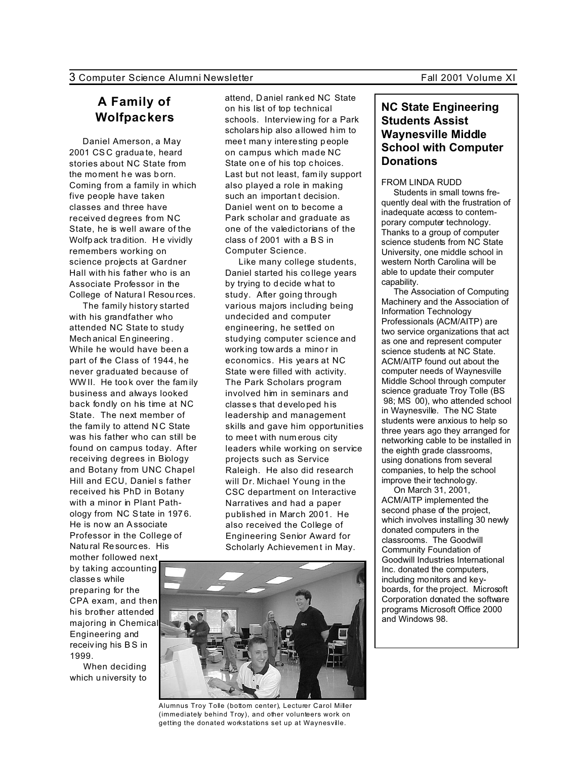## A Family of Wolfpackers

Daniel Amerson, a May 2001 CSC graduate, heard stories about NC State from the moment he was born. Coming from a family in which five people have taken classes and three have received degrees from NC State, he is well aware of the Wolfpack tradition. He vividly remembers working on science projects at Gardner Hall with his father who is an Associate Professor in the College of Natural Resources.

The family history started with his grandfather who attended NC State to study Mechanical Engineering. While he would have been a part of the Class of 1944, he never graduated because of WW II. He took over the family business and always looked back fondly on his time at NC State. The next member of the family to attend NC State was his father who can still be found on campus today. After receiving degrees in Biology and Botany from UNC Chapel Hill and ECU, Daniel s father received his PhD in Botany with a minor in Plant Pathology from NC State in 1976. He is now an Associate Professor in the College of Natural Resources. His mother followed next by taking accounting classes while preparing for the CPA exam, and then his brother attended majoring in Chemical Engineering and receiving his BS in 1999.

When deciding which university to attend, Daniel ranked NC State on his list of top technical schools. Interviewing for a Park scholarship also allowed him to meet many interesting people on campus which made NC State one of his top choices. Last but not least, family support also played a role in making such an important decision. Daniel went on to become a Park scholar and graduate as one of the valedictorians of the class of 2001 with a BS in Computer Science.

Like many college students, Daniel started his college years by trying to decide what to study. After going through various majors including being undecided and computer engineering, he settled on studying computer science and working towards a minor in economics. His years at NC State were filled with activity. The Park Scholars program involved him in seminars and classes that developed his leadership and management skills and gave him opportunities to meet with numerous city leaders while working on service projects such as Service Raleigh. He also did research will Dr. Michael Young in the CSC department on Interactive Narratives and had a paper published in March 2001. He also received the College of Engineering Senior Award for Scholarly Achievement in May.

Alumnus Troy Tolle (bottom center), Lecturer Carol Miller (immediately behind Troy), and other volunteers work on getting the donated workstations set up at Waynesville.

## NC State Engineering Students Assist Waynesville Middle School with Computer Donations

FROM LINDA RUDD

Students in small towns frequently deal with the frustration of inadequate access to contemporary computer technology. Thanks to a group of computer science students from NC State University, one middle school in western North Carolina will be able to update their computer capability.

The Association of Computing Machinery and the Association of Information Technology Professionals (ACM/AITP) are two service organizations that act as one and represent computer science students at NC State. ACM/AITP found out about the computer needs of Waynesville Middle School through computer science graduate Troy Tolle (BS 98; MS 00), who attended school in Waynesville. The NC State students were anxious to help so three years ago they arranged for networking cable to be installed in the eighth grade classrooms, using donations from several companies, to help the school improve their technology.

On March 31, 2001, ACM/AITP implemented the second phase of the project, which involves installing 30 newly donated computers in the classrooms. The Goodwill Community Foundation of Goodwill Industries International Inc. donated the computers, including monitors and keyboards, for the project. Microsoft Corporation donated the software programs Microsoft Office 2000 and Windows 98.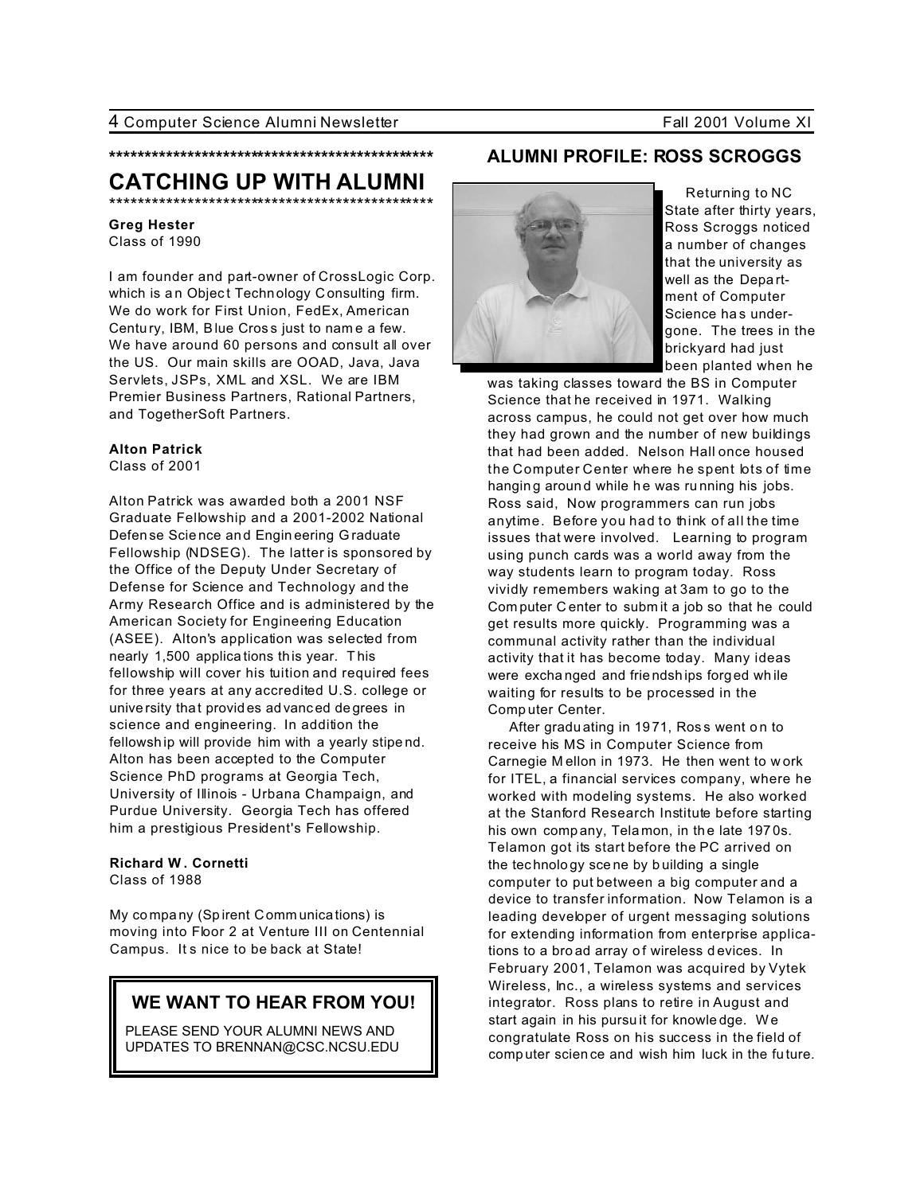## CATCHING UP WITH ALUMNI

**Greg Hester**
Class of 1990

I am founder and part-owner of CrossLogic Corp. which is an Object Technology Consulting firm. We do work for First Union, FedEx, American Century, IBM, Blue Cross just to name a few. We have around 60 persons and consult all over the US. Our main skills are OOAD, Java, Java Servlets, JSPs, XML and XSL. We are IBM Premier Business Partners, Rational Partners, and TogetherSoft Partners.

**Alton Patrick**
Class of 2001

Alton Patrick was awarded both a 2001 NSF Graduate Fellowship and a 2001-2002 National Defense Science and Engineering Graduate Fellowship (NDSEG). The latter is sponsored by the Office of the Deputy Under Secretary of Defense for Science and Technology and the Army Research Office and is administered by the American Society for Engineering Education (ASEE). Alton's application was selected from nearly 1,500 applications this year. This fellowship will cover his tuition and required fees for three years at any accredited U.S. college or university that provides advanced degrees in science and engineering. In addition the fellowship will provide him with a yearly stipend. Alton has been accepted to the Computer Science PhD programs at Georgia Tech, University of Illinois - Urbana Champaign, and Purdue University. Georgia Tech has offered him a prestigious President's Fellowship.

**Richard W. Cornetti**
Class of 1988

My company (Spirent Communications) is moving into Floor 2 at Venture III on Centennial Campus. Its nice to be back at State!

### WE WANT TO HEAR FROM YOU!

PLEASE SEND YOUR ALUMNI NEWS AND UPDATES TO BRENNAN@CSC.NCSU.EDU

## ALUMNI PROFILE: ROSS SCROGGS

Returning to NC State after thirty years, Ross Scroggs noticed a number of changes that the university as well as the Department of Computer Science has undergone. The trees in the brickyard had just been planted when he was taking classes toward the BS in Computer Science that he received in 1971. Walking across campus, he could not get over how much they had grown and the number of new buildings that had been added. Nelson Hall once housed the Computer Center where he spent lots of time hanging around while he was running his jobs. Ross said, Now programmers can run jobs anytime. Before you had to think of all the time issues that were involved. Learning to program using punch cards was a world away from the way students learn to program today. Ross vividly remembers waking at 3am to go to the Computer Center to submit a job so that he could get results more quickly. Programming was a communal activity rather than the individual activity that it has become today. Many ideas were exchanged and friendships forged while waiting for results to be processed in the Computer Center.

After graduating in 1971, Ross went on to receive his MS in Computer Science from Carnegie Mellon in 1973. He then went to work for ITEL, a financial services company, where he worked with modeling systems. He also worked at the Stanford Research Institute before starting his own company, Telamon, in the late 1970s. Telamon got its start before the PC arrived on the technology scene by building a single computer to put between a big computer and a device to transfer information. Now Telamon is a leading developer of urgent messaging solutions for extending information from enterprise applications to a broad array of wireless devices. In February 2001, Telamon was acquired by Vytek Wireless, Inc., a wireless systems and services integrator. Ross plans to retire in August and start again in his pursuit for knowledge. We congratulate Ross on his success in the field of computer science and wish him luck in the future.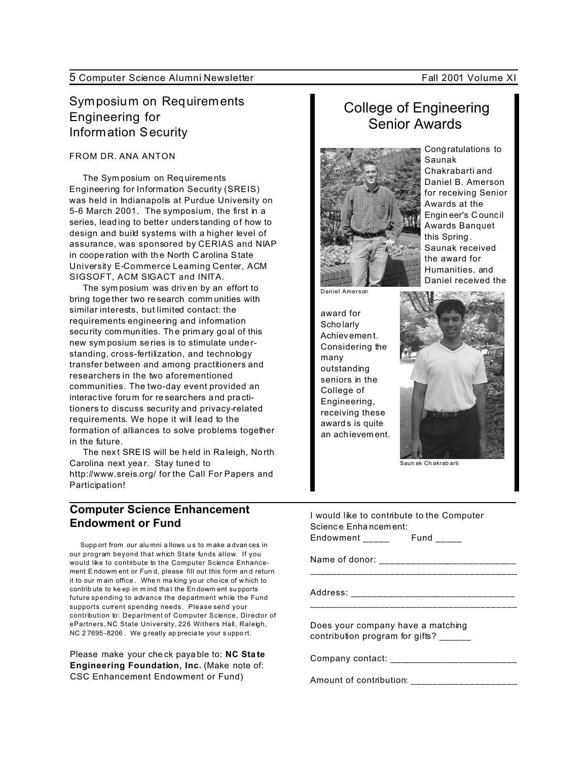## Symposium on Requirements Engineering for Information Security

FROM DR. ANA ANTON

The Symposium on Requirements Engineering for Information Security (SREIS) was held in Indianapolis at Purdue University on 5-6 March 2001. The symposium, the first in a series, leading to better understanding of how to design and build systems with a higher level of assurance, was sponsored by CERIAS and NIAP in cooperation with the North Carolina State University E-Commerce Learning Center, ACM SIGSOFT, ACM SIGACT and INITA.

The symposium was driven by an effort to bring together two research communities with similar interests, but limited contact: the requirements engineering and information security communities. The primary goal of this new symposium series is to stimulate understanding, cross-fertilization, and technology transfer between and among practitioners and researchers in the two aforementioned communities. The two-day event provided an interactive forum for researchers and practitioners to discuss security and privacy-related requirements. We hope it will lead to the formation of alliances to solve problems together in the future.

The next SREIS will be held in Raleigh, North Carolina next year. Stay tuned to http://www.sreis.org/ for the Call For Papers and Participation!

## College of Engineering Senior Awards

Congratulations to Saunak Chakrabarti and Daniel B. Amerson for receiving Senior Awards at the Engineer's Council Awards Banquet this Spring. Saunak received the award for Humanities, and Daniel received the award for Scholarly Achievement. Considering the many outstanding seniors in the College of Engineering, receiving these awards is quite an achievement.

Daniel Amerson

Saunak Chakrabarti

## Computer Science Enhancement Endowment or Fund

Support from our alumni allows us to make advances in our program beyond that which State funds allow. If you would like to contribute to the Computer Science Enhancement Endowment or Fund, please fill out this form and return it to our main office. When making your choice of which to contribute to keep in mind that the Endowment supports future spending to advance the department while the Fund supports current spending needs. Please send your contribution to: Department of Computer Science, Director of ePartners, NC State University, 226 Withers Hall, Raleigh, NC 27695-8206. We greatly appreciate your support.

Please make your check payable to: **NC State Engineering Foundation, Inc.** (Make note of: CSC Enhancement Endowment or Fund)

I would like to contribute to the Computer Science Enhancement:
Endowment _____ Fund _____

Name of donor: ___________________________
___________________________________________

Address: _________________________________
___________________________________________

Does your company have a matching contribution program for gifts? ______

Company contact: _________________________

Amount of contribution: ____________________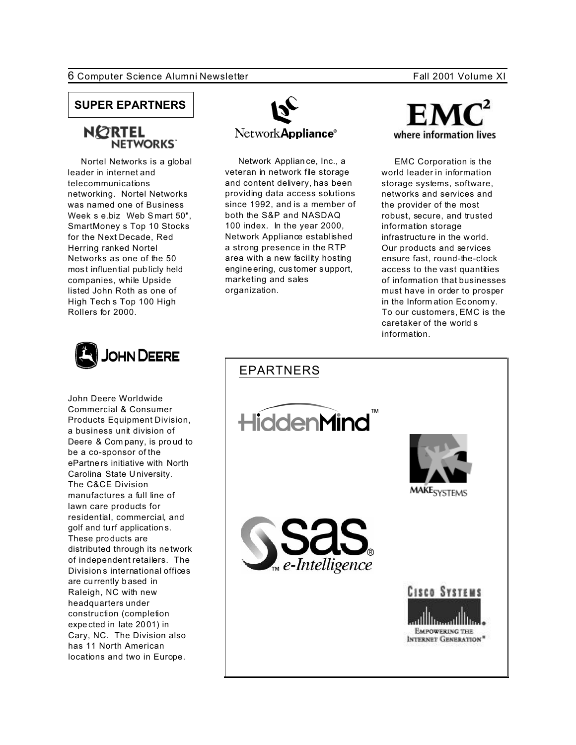## SUPER EPARTNERS

**NORTEL NETWORKS**

Nortel Networks is a global leader in internet and telecommunications networking. Nortel Networks was named one of Business Week s e.biz Web Smart 50", SmartMoney s Top 10 Stocks for the Next Decade, Red Herring ranked Nortel Networks as one of the 50 most influential publicly held companies, while Upside listed John Roth as one of High Tech s Top 100 High Rollers for 2000.

**NetworkAppliance®**

Network Appliance, Inc., a veteran in network file storage and content delivery, has been providing data access solutions since 1992, and is a member of both the S&P and NASDAQ 100 index. In the year 2000, Network Appliance established a strong presence in the RTP area with a new facility hosting engineering, customer support, marketing and sales organization.

**EMC²**
**where information lives**

EMC Corporation is the world leader in information storage systems, software, networks and services and the provider of the most robust, secure, and trusted information storage infrastructure in the world. Our products and services ensure fast, round-the-clock access to the vast quantities of information that businesses must have in order to prosper in the Information Economy. To our customers, EMC is the caretaker of the world s information.

**JOHN DEERE**

John Deere Worldwide Commercial & Consumer Products Equipment Division, a business unit division of Deere & Company, is proud to be a co-sponsor of the ePartners initiative with North Carolina State University. The C&CE Division manufactures a full line of lawn care products for residential, commercial, and golf and turf applications. These products are distributed through its network of independent retailers. The Division s international offices are currently based in Raleigh, NC with new headquarters under construction (completion expected in late 2001) in Cary, NC. The Division also has 11 North American locations and two in Europe.

## EPARTNERS

HiddenMind™

MAKE SYSTEMS

sas® e-Intelligence™

CISCO SYSTEMS
EMPOWERING THE INTERNET GENERATION℠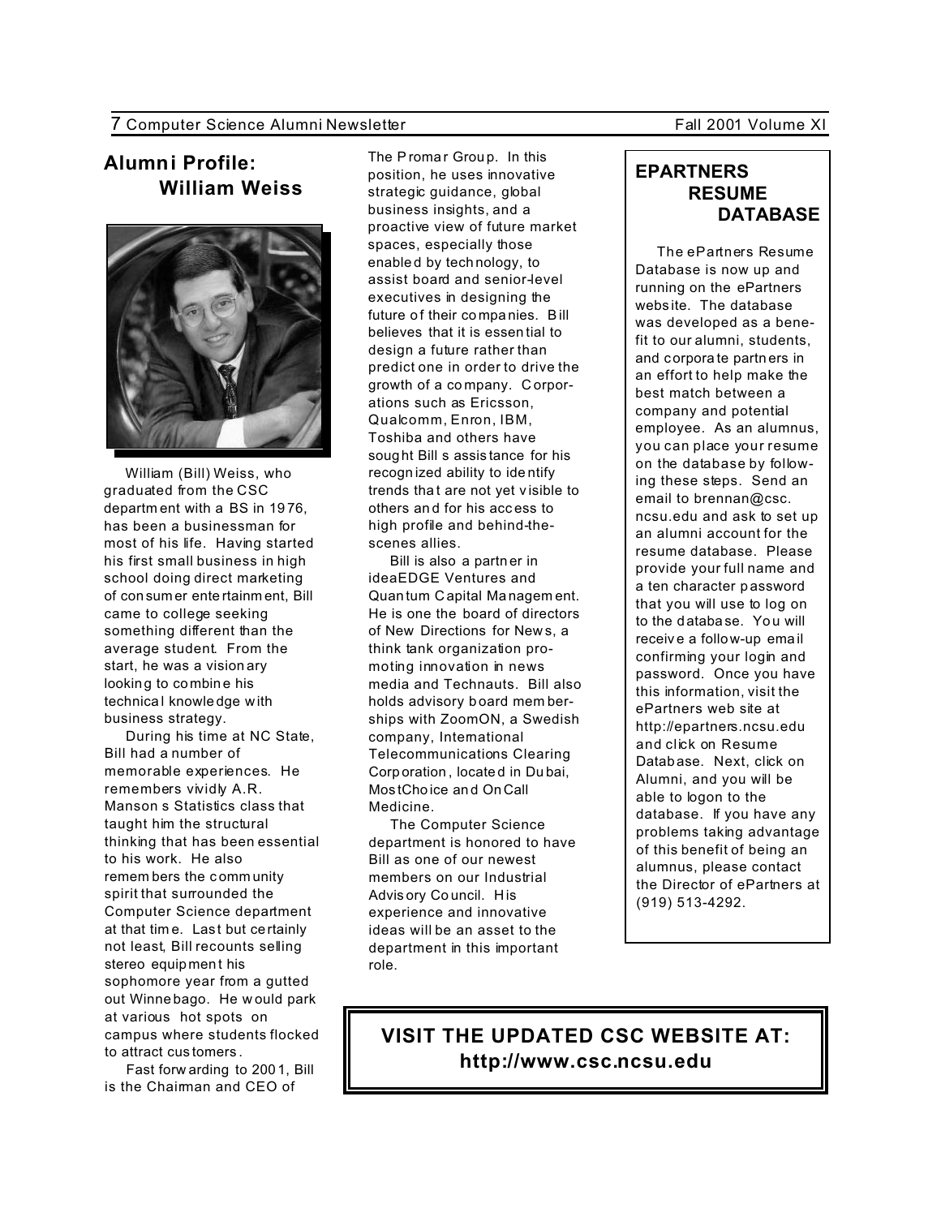## Alumni Profile: William Weiss

William (Bill) Weiss, who graduated from the CSC department with a BS in 1976, has been a businessman for most of his life. Having started his first small business in high school doing direct marketing of consumer entertainment, Bill came to college seeking something different than the average student. From the start, he was a visionary looking to combine his technical knowledge with business strategy.

During his time at NC State, Bill had a number of memorable experiences. He remembers vividly A.R. Manson s Statistics class that taught him the structural thinking that has been essential to his work. He also remembers the community spirit that surrounded the Computer Science department at that time. Last but certainly not least, Bill recounts selling stereo equipment his sophomore year from a gutted out Winnebago. He would park at various hot spots on campus where students flocked to attract customers.

Fast forwarding to 2001, Bill is the Chairman and CEO of The Promar Group. In this position, he uses innovative strategic guidance, global business insights, and a proactive view of future market spaces, especially those enabled by technology, to assist board and senior-level executives in designing the future of their companies. Bill believes that it is essential to design a future rather than predict one in order to drive the growth of a company. Corporations such as Ericsson, Qualcomm, Enron, IBM, Toshiba and others have sought Bill s assistance for his recognized ability to identify trends that are not yet visible to others and for his access to high profile and behind-the-scenes allies.

Bill is also a partner in ideaEDGE Ventures and Quantum Capital Management. He is one the board of directors of New Directions for News, a think tank organization promoting innovation in news media and Technauts. Bill also holds advisory board memberships with ZoomON, a Swedish company, International Telecommunications Clearing Corporation, located in Dubai, MostChoice and OnCall Medicine.

The Computer Science department is honored to have Bill as one of our newest members on our Industrial Advisory Council. His experience and innovative ideas will be an asset to the department in this important role.

## EPARTNERS RESUME DATABASE

The ePartners Resume Database is now up and running on the ePartners website. The database was developed as a benefit to our alumni, students, and corporate partners in an effort to help make the best match between a company and potential employee. As an alumnus, you can place your resume on the database by following these steps. Send an email to brennan@csc.ncsu.edu and ask to set up an alumni account for the resume database. Please provide your full name and a ten character password that you will use to log on to the database. You will receive a follow-up email confirming your login and password. Once you have this information, visit the ePartners web site at http://epartners.ncsu.edu and click on Resume Database. Next, click on Alumni, and you will be able to logon to the database. If you have any problems taking advantage of this benefit of being an alumnus, please contact the Director of ePartners at (919) 513-4292.

**VISIT THE UPDATED CSC WEBSITE AT:**
**http://www.csc.ncsu.edu**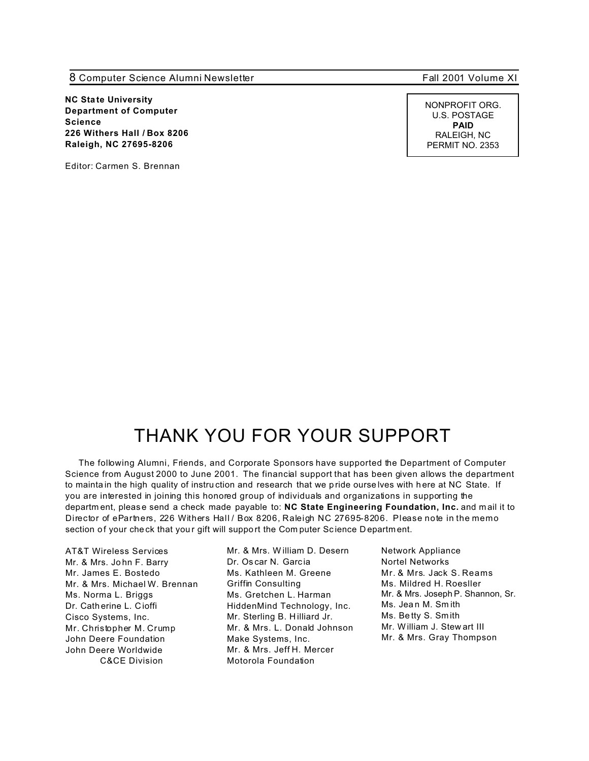**NC State University**
**Department of Computer Science**
**226 Withers Hall / Box 8206**
**Raleigh, NC 27695-8206**

Editor: Carmen S. Brennan

NONPROFIT ORG.
U.S. POSTAGE
**PAID**
RALEIGH, NC
PERMIT NO. 2353

# THANK YOU FOR YOUR SUPPORT

The following Alumni, Friends, and Corporate Sponsors have supported the Department of Computer Science from August 2000 to June 2001. The financial support that has been given allows the department to maintain the high quality of instruction and research that we pride ourselves with here at NC State. If you are interested in joining this honored group of individuals and organizations in supporting the department, please send a check made payable to: **NC State Engineering Foundation, Inc.** and mail it to Director of ePartners, 226 Withers Hall / Box 8206, Raleigh NC 27695-8206. Please note in the memo section of your check that your gift will support the Computer Science Department.

AT&T Wireless Services
Mr. & Mrs. John F. Barry
Mr. James E. Bostedo
Mr. & Mrs. Michael W. Brennan
Ms. Norma L. Briggs
Dr. Catherine L. Cioffi
Cisco Systems, Inc.
Mr. Christopher M. Crump
John Deere Foundation
John Deere Worldwide C&CE Division
Mr. & Mrs. William D. Desern
Dr. Oscar N. Garcia
Ms. Kathleen M. Greene
Griffin Consulting
Ms. Gretchen L. Harman
HiddenMind Technology, Inc.
Mr. Sterling B. Hilliard Jr.
Mr. & Mrs. L. Donald Johnson
Make Systems, Inc.
Mr. & Mrs. Jeff H. Mercer
Motorola Foundation
Network Appliance
Nortel Networks
Mr. & Mrs. Jack S. Reams
Ms. Mildred H. Roesller
Mr. & Mrs. Joseph P. Shannon, Sr.
Ms. Jean M. Smith
Ms. Betty S. Smith
Mr. William J. Stewart III
Mr. & Mrs. Gray Thompson